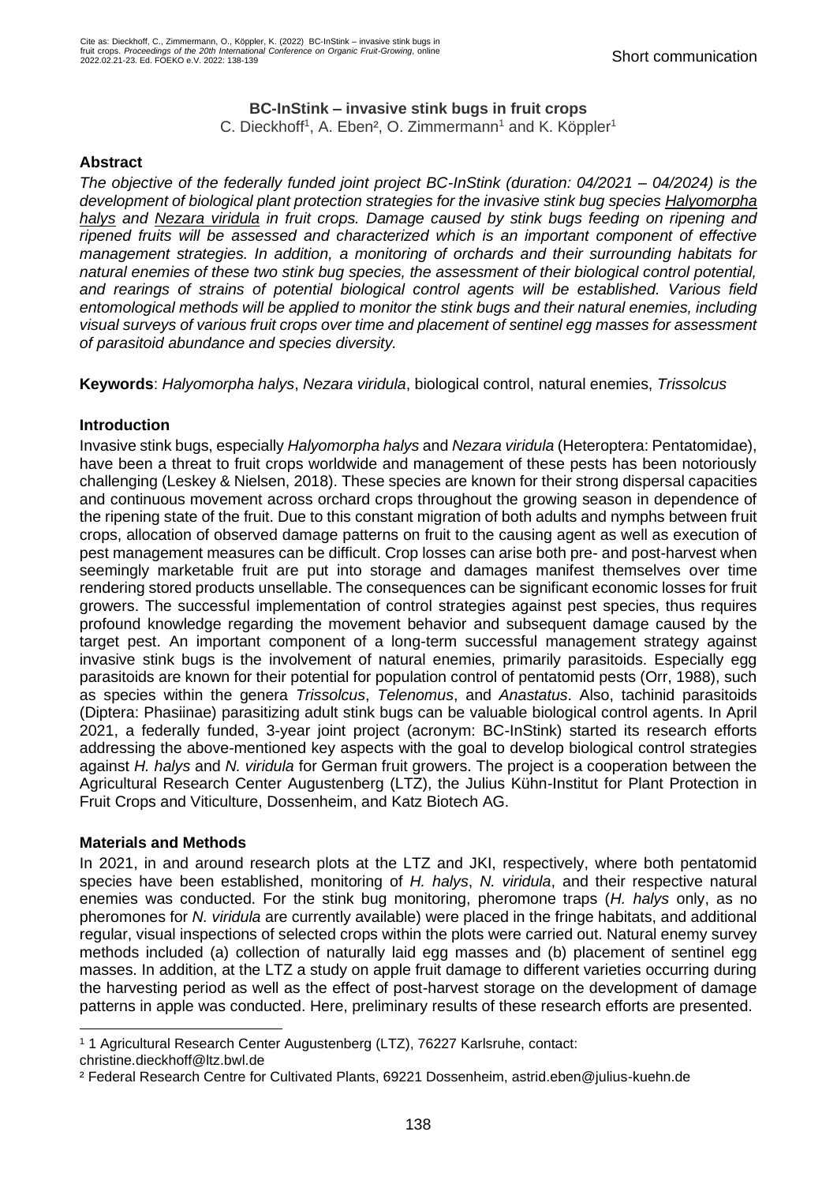Cite as: Dieckhoff, C., Zimmermann, O., Köppler, K. (2022) BC-InStink – invasive stink bugs in fruit crops. *Proceedings of the 20th International Conference on Organic Fruit-Growing*, online 2022.02.21-23. Ed. FOEKO e.V. 2022: 138-139

Short communication

# BC-InStink – invasive stink bugs in fruit crops

C. Dieckhoff[1], A. Eben[2], O. Zimmermann[1] and K. Köppler[1]

## Abstract

*The objective of the federally funded joint project BC-InStink (duration: 04/2021 – 04/2024) is the development of biological plant protection strategies for the invasive stink bug species Halyomorpha halys and Nezara viridula in fruit crops. Damage caused by stink bugs feeding on ripening and ripened fruits will be assessed and characterized which is an important component of effective management strategies. In addition, a monitoring of orchards and their surrounding habitats for natural enemies of these two stink bug species, the assessment of their biological control potential, and rearings of strains of potential biological control agents will be established. Various field entomological methods will be applied to monitor the stink bugs and their natural enemies, including visual surveys of various fruit crops over time and placement of sentinel egg masses for assessment of parasitoid abundance and species diversity.*

**Keywords**: *Halyomorpha halys*, *Nezara viridula*, biological control, natural enemies, *Trissolcus*

## Introduction

Invasive stink bugs, especially *Halyomorpha halys* and *Nezara viridula* (Heteroptera: Pentatomidae), have been a threat to fruit crops worldwide and management of these pests has been notoriously challenging (Leskey & Nielsen, 2018). These species are known for their strong dispersal capacities and continuous movement across orchard crops throughout the growing season in dependence of the ripening state of the fruit. Due to this constant migration of both adults and nymphs between fruit crops, allocation of observed damage patterns on fruit to the causing agent as well as execution of pest management measures can be difficult. Crop losses can arise both pre- and post-harvest when seemingly marketable fruit are put into storage and damages manifest themselves over time rendering stored products unsellable. The consequences can be significant economic losses for fruit growers. The successful implementation of control strategies against pest species, thus requires profound knowledge regarding the movement behavior and subsequent damage caused by the target pest. An important component of a long-term successful management strategy against invasive stink bugs is the involvement of natural enemies, primarily parasitoids. Especially egg parasitoids are known for their potential for population control of pentatomid pests (Orr, 1988), such as species within the genera *Trissolcus*, *Telenomus*, and *Anastatus*. Also, tachinid parasitoids (Diptera: Phasiinae) parasitizing adult stink bugs can be valuable biological control agents. In April 2021, a federally funded, 3-year joint project (acronym: BC-InStink) started its research efforts addressing the above-mentioned key aspects with the goal to develop biological control strategies against *H. halys* and *N. viridula* for German fruit growers. The project is a cooperation between the Agricultural Research Center Augustenberg (LTZ), the Julius Kühn-Institut for Plant Protection in Fruit Crops and Viticulture, Dossenheim, and Katz Biotech AG.

## Materials and Methods

In 2021, in and around research plots at the LTZ and JKI, respectively, where both pentatomid species have been established, monitoring of *H. halys*, *N. viridula*, and their respective natural enemies was conducted. For the stink bug monitoring, pheromone traps (*H. halys* only, as no pheromones for *N. viridula* are currently available) were placed in the fringe habitats, and additional regular, visual inspections of selected crops within the plots were carried out. Natural enemy survey methods included (a) collection of naturally laid egg masses and (b) placement of sentinel egg masses. In addition, at the LTZ a study on apple fruit damage to different varieties occurring during the harvesting period as well as the effect of post-harvest storage on the development of damage patterns in apple was conducted. Here, preliminary results of these research efforts are presented.

---

[1] 1 Agricultural Research Center Augustenberg (LTZ), 76227 Karlsruhe, contact: christine.dieckhoff@ltz.bwl.de

[2] Federal Research Centre for Cultivated Plants, 69221 Dossenheim, astrid.eben@julius-kuehn.de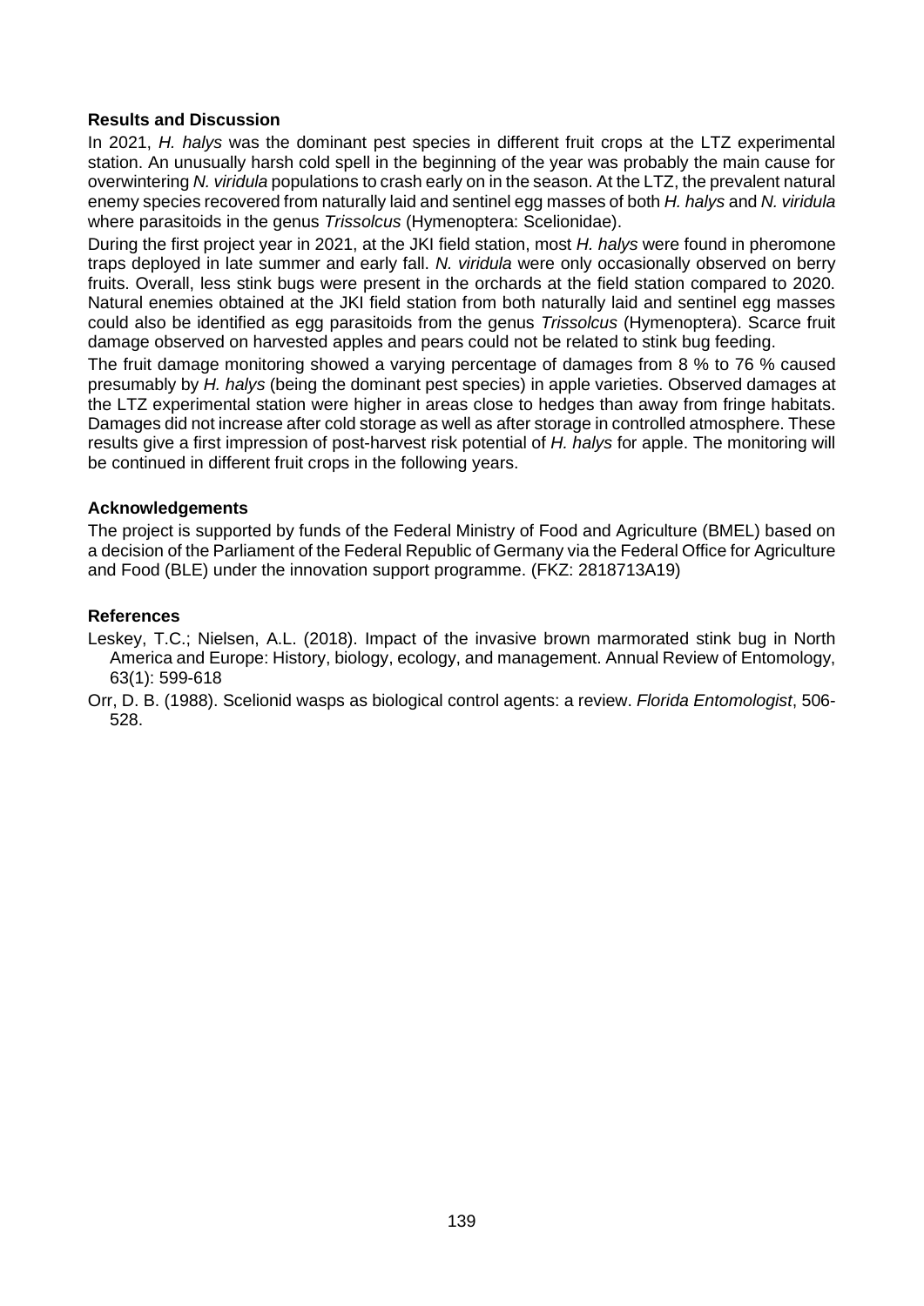### Results and Discussion

In 2021, *H. halys* was the dominant pest species in different fruit crops at the LTZ experimental station. An unusually harsh cold spell in the beginning of the year was probably the main cause for overwintering *N. viridula* populations to crash early on in the season. At the LTZ, the prevalent natural enemy species recovered from naturally laid and sentinel egg masses of both *H. halys* and *N. viridula* where parasitoids in the genus *Trissolcus* (Hymenoptera: Scelionidae).

During the first project year in 2021, at the JKI field station, most *H. halys* were found in pheromone traps deployed in late summer and early fall. *N. viridula* were only occasionally observed on berry fruits. Overall, less stink bugs were present in the orchards at the field station compared to 2020. Natural enemies obtained at the JKI field station from both naturally laid and sentinel egg masses could also be identified as egg parasitoids from the genus *Trissolcus* (Hymenoptera). Scarce fruit damage observed on harvested apples and pears could not be related to stink bug feeding.

The fruit damage monitoring showed a varying percentage of damages from 8 % to 76 % caused presumably by *H. halys* (being the dominant pest species) in apple varieties. Observed damages at the LTZ experimental station were higher in areas close to hedges than away from fringe habitats. Damages did not increase after cold storage as well as after storage in controlled atmosphere. These results give a first impression of post-harvest risk potential of *H. halys* for apple. The monitoring will be continued in different fruit crops in the following years.

### Acknowledgements

The project is supported by funds of the Federal Ministry of Food and Agriculture (BMEL) based on a decision of the Parliament of the Federal Republic of Germany via the Federal Office for Agriculture and Food (BLE) under the innovation support programme. (FKZ: 2818713A19)

### References

Leskey, T.C.; Nielsen, A.L. (2018). Impact of the invasive brown marmorated stink bug in North America and Europe: History, biology, ecology, and management. Annual Review of Entomology, 63(1): 599-618

Orr, D. B. (1988). Scelionid wasps as biological control agents: a review. *Florida Entomologist*, 506-528.